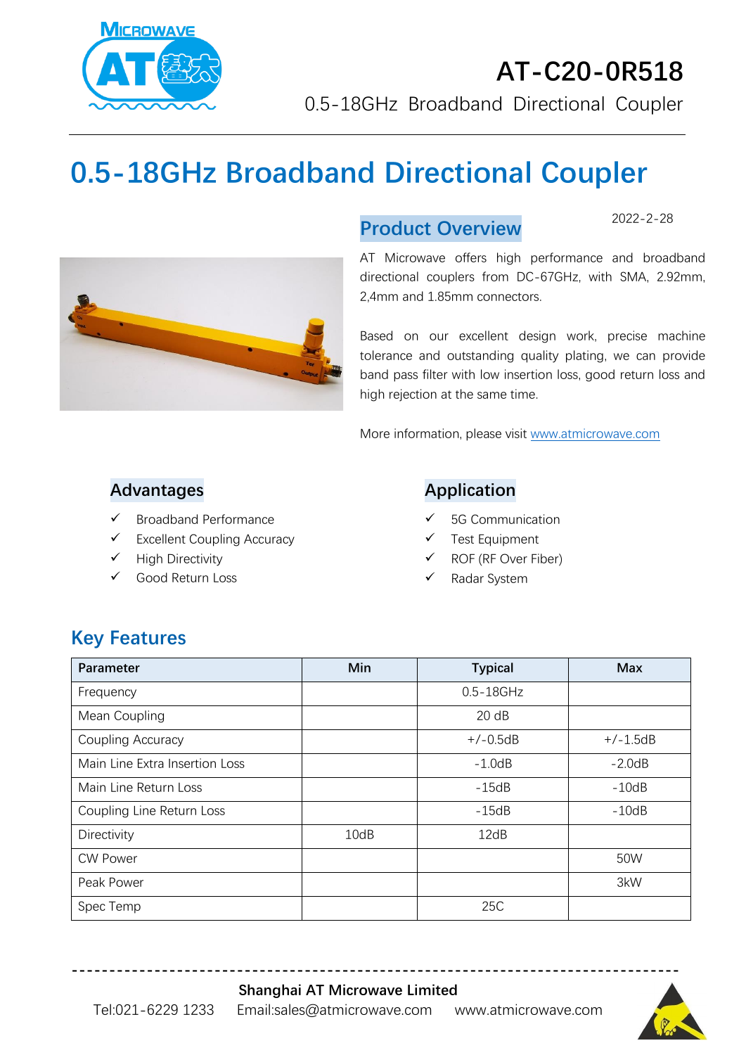# AT-C20-0R518

0.5-18GHz Broadband Directional Coupler

# 0.5-18GHz Broadband Directional Coupler

## Product Overview

2022-2-28

AT Microwave offers high performance and broadband directional couplers from DC-67GHz, with SMA, 2.92mm, 2,4mm and 1.85mm connectors.

Based on our excellent design work, precise machine tolerance and outstanding quality plating, we can provide band pass filter with low insertion loss, good return loss and high rejection at the same time.

More information, please visit www.atmicrowave.com

## Advantages

- ✓ Broadband Performance
- ✓ Excellent Coupling Accuracy
- ✓ High Directivity
- ✓ Good Return Loss

## Application

- ✓ 5G Communication
- ✓ Test Equipment
- ✓ ROF (RF Over Fiber)
- ✓ Radar System

## Key Features

| Parameter | Min | Typical | Max |
|---|---|---|---|
| Frequency | | 0.5-18GHz | |
| Mean Coupling | | 20 dB | |
| Coupling Accuracy | | +/-0.5dB | +/-1.5dB |
| Main Line Extra Insertion Loss | | -1.0dB | -2.0dB |
| Main Line Return Loss | | -15dB | -10dB |
| Coupling Line Return Loss | | -15dB | -10dB |
| Directivity | 10dB | 12dB | |
| CW Power | | | 50W |
| Peak Power | | | 3kW |
| Spec Temp | | 25C | |

**Shanghai AT Microwave Limited**

Tel:021-6229 1233 Email:sales@atmicrowave.com www.atmicrowave.com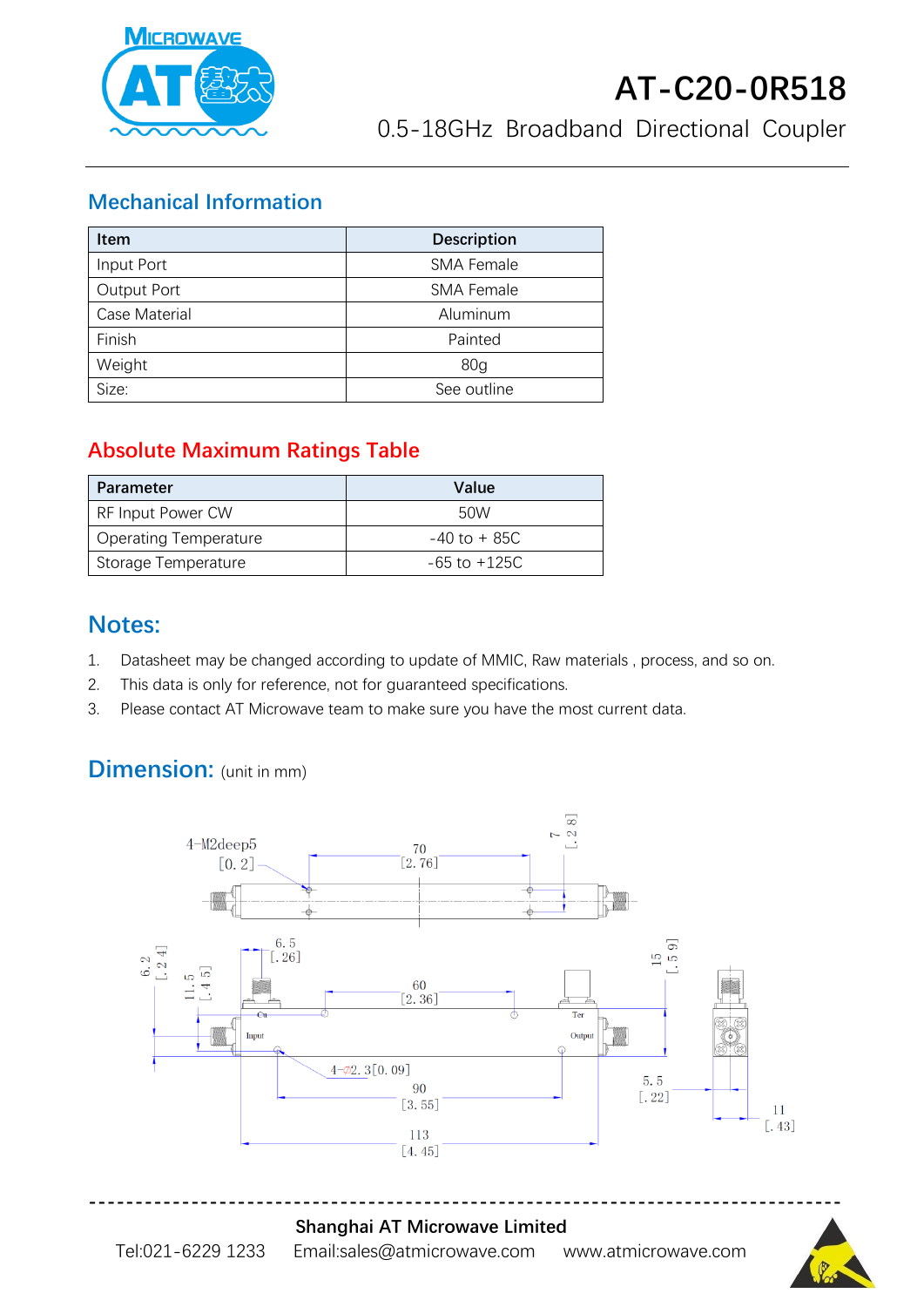# AT-C20-0R518

0.5-18GHz Broadband Directional Coupler

## Mechanical Information

| Item | Description |
|---|---|
| Input Port | SMA Female |
| Output Port | SMA Female |
| Case Material | Aluminum |
| Finish | Painted |
| Weight | 80g |
| Size: | See outline |

## Absolute Maximum Ratings Table

| Parameter | Value |
|---|---|
| RF Input Power CW | 50W |
| Operating Temperature | -40 to + 85C |
| Storage Temperature | -65 to +125C |

## Notes:

1. Datasheet may be changed according to update of MMIC, Raw materials , process, and so on.
2. This data is only for reference, not for guaranteed specifications.
3. Please contact AT Microwave team to make sure you have the most current data.

## Dimension: (unit in mm)

4-M2deep5 [0. 2]
70 [2. 76]
7 [. 28]
6. 5 [. 26]
6. 2 [. 24]
11. 5 [. 45]
60 [2. 36]
15 [. 59]
Cu
Ter
Input
Output
4-∅2. 3[0. 09]
90 [3. 55]
5. 5 [. 22]
11 [. 43]
113 [4. 45]

**Shanghai AT Microwave Limited**

Tel:021-6229 1233 Email:sales@atmicrowave.com www.atmicrowave.com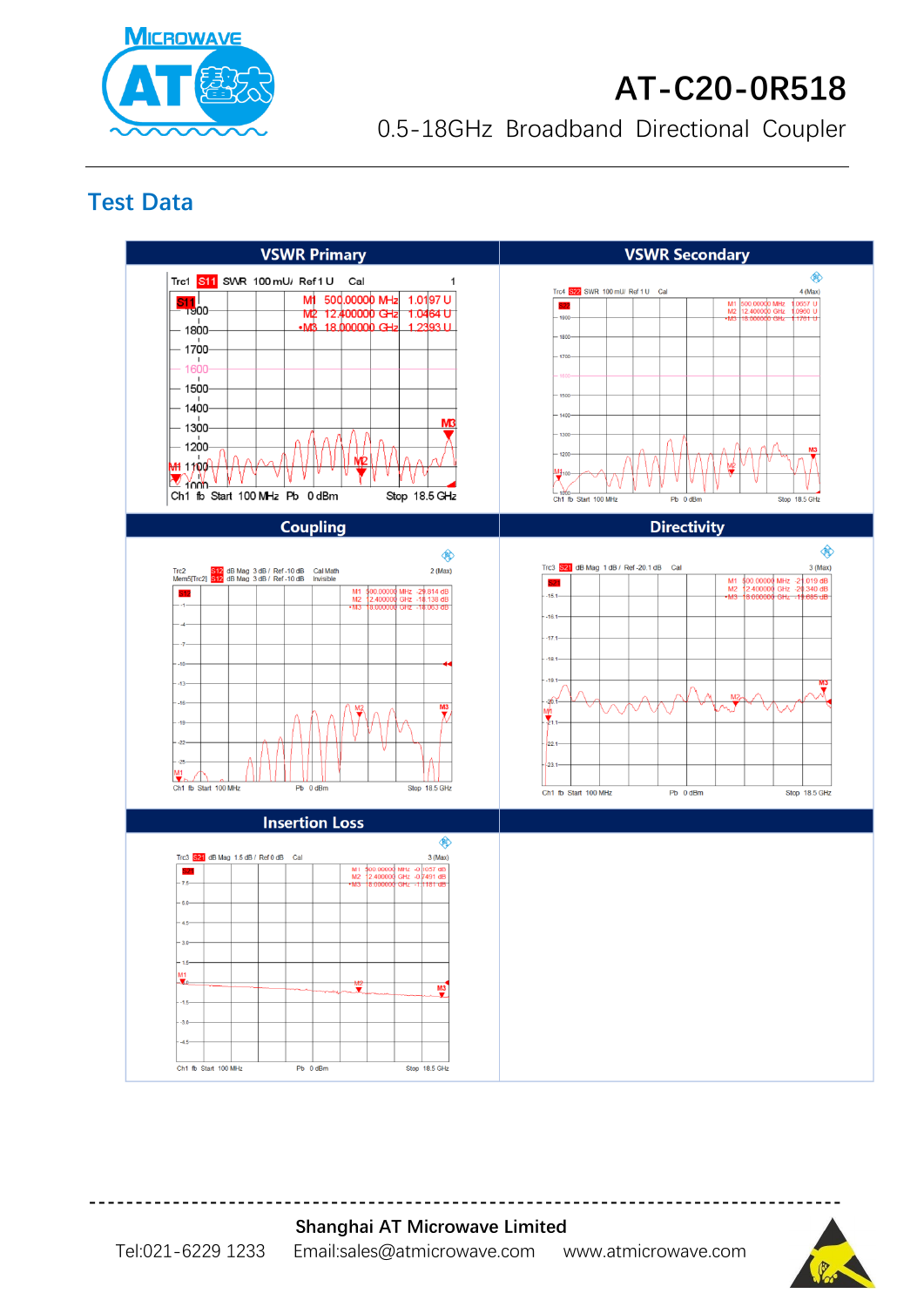# AT-C20-0R518

0.5-18GHz Broadband Directional Coupler

## Test Data

### VSWR Primary

Trc1 S11 SWR 100 mU/ Ref 1 U Cal 1

M1 500.00000 MHz 1.0197 U
M2 12.400000 GHz 1.0464 U
•M3 18.000000 GHz 1.2393 U

1900
1800
1700
1600
1500
1400
1300
1200
1100
1000

Ch1 fb Start 100 MHz Pb 0 dBm Stop 18.5 GHz

### VSWR Secondary

Trc4 S22 SWR 100 mU/ Ref 1 U Cal 4 (Max)

M1 500.00000 MHz 1.0637 U
M2 12.400000 GHz 1.0960 U
•M3 18.000000 GHz 1.1781 U

Ch1 fb Start 100 MHz Pb 0 dBm Stop 18.5 GHz

### Coupling

Trc2 S12 dB Mag 3 dB / Ref -10 dB Cal Math
Mem5[Trc2] S12 dB Mag 3 dB / Ref -10 dB Invisible
2 (Max)

M1 500.00000 MHz -29.814 dB
M2 12.400000 GHz -18.138 dB
•M3 18.000000 GHz -14.063 dB

Ch1 fb Start 100 MHz Pb 0 dBm Stop 18.5 GHz

### Directivity

Trc3 S21 dB Mag 1 dB / Ref -20.1 dB Cal 3 (Max)

M1 500.00000 MHz -21.019 dB
M2 12.400000 GHz -20.340 dB
•M3 18.000000 GHz -19.685 dB

Ch1 fb Start 100 MHz Pb 0 dBm Stop 18.5 GHz

### Insertion Loss

Trc3 S21 dB Mag 1.5 dB / Ref 0 dB Cal 3 (Max)

M1 500.00000 MHz -0.1057 dB
M2 12.400000 GHz -0.7491 dB
•M3 18.000000 GHz -1.1181 dB

Ch1 fb Start 100 MHz Pb 0 dBm Stop 18.5 GHz

**Shanghai AT Microwave Limited**

Tel:021-6229 1233 Email:sales@atmicrowave.com www.atmicrowave.com